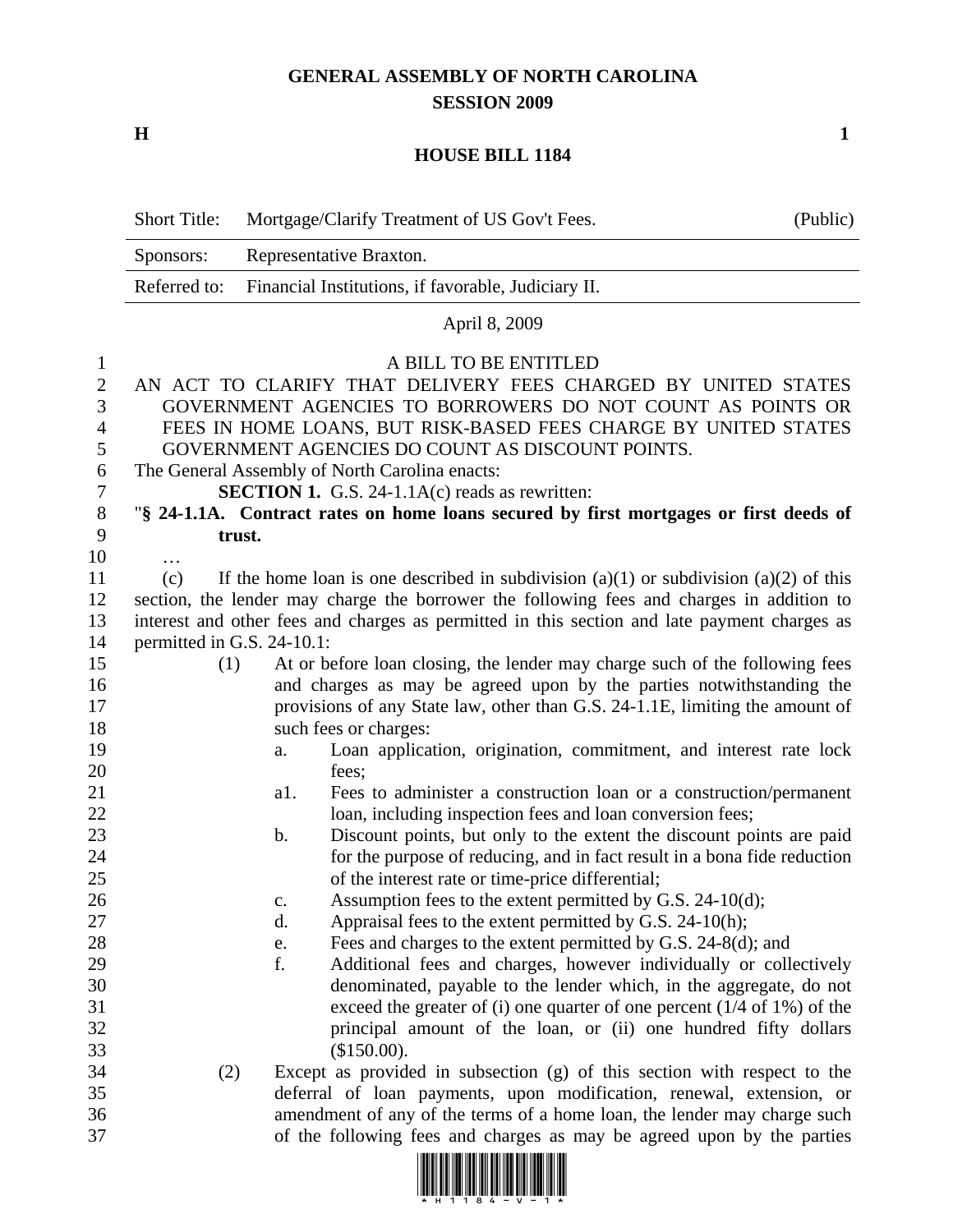# GENERAL ASSEMBLY OF NORTH CAROLINA
## SESSION 2009

**H** **1**

## HOUSE BILL 1184

| Short Title: | Mortgage/Clarify Treatment of US Gov't Fees. | (Public) |
|---|---|---|
| Sponsors: | Representative Braxton. | |
| Referred to: | Financial Institutions, if favorable, Judiciary II. | |

April 8, 2009

A BILL TO BE ENTITLED

AN ACT TO CLARIFY THAT DELIVERY FEES CHARGED BY UNITED STATES GOVERNMENT AGENCIES TO BORROWERS DO NOT COUNT AS POINTS OR FEES IN HOME LOANS, BUT RISK-BASED FEES CHARGE BY UNITED STATES GOVERNMENT AGENCIES DO COUNT AS DISCOUNT POINTS.

The General Assembly of North Carolina enacts:

**SECTION 1.** G.S. 24-1.1A(c) reads as rewritten:

"**§ 24-1.1A. Contract rates on home loans secured by first mortgages or first deeds of trust.**

…

(c) If the home loan is one described in subdivision (a)(1) or subdivision (a)(2) of this section, the lender may charge the borrower the following fees and charges in addition to interest and other fees and charges as permitted in this section and late payment charges as permitted in G.S. 24-10.1:

(1) At or before loan closing, the lender may charge such of the following fees and charges as may be agreed upon by the parties notwithstanding the provisions of any State law, other than G.S. 24-1.1E, limiting the amount of such fees or charges:

a. Loan application, origination, commitment, and interest rate lock fees;

a1. Fees to administer a construction loan or a construction/permanent loan, including inspection fees and loan conversion fees;

b. Discount points, but only to the extent the discount points are paid for the purpose of reducing, and in fact result in a bona fide reduction of the interest rate or time-price differential;

c. Assumption fees to the extent permitted by G.S. 24-10(d);

d. Appraisal fees to the extent permitted by G.S. 24-10(h);

e. Fees and charges to the extent permitted by G.S. 24-8(d); and

f. Additional fees and charges, however individually or collectively denominated, payable to the lender which, in the aggregate, do not exceed the greater of (i) one quarter of one percent (1/4 of 1%) of the principal amount of the loan, or (ii) one hundred fifty dollars ($150.00).

(2) Except as provided in subsection (g) of this section with respect to the deferral of loan payments, upon modification, renewal, extension, or amendment of any of the terms of a home loan, the lender may charge such of the following fees and charges as may be agreed upon by the parties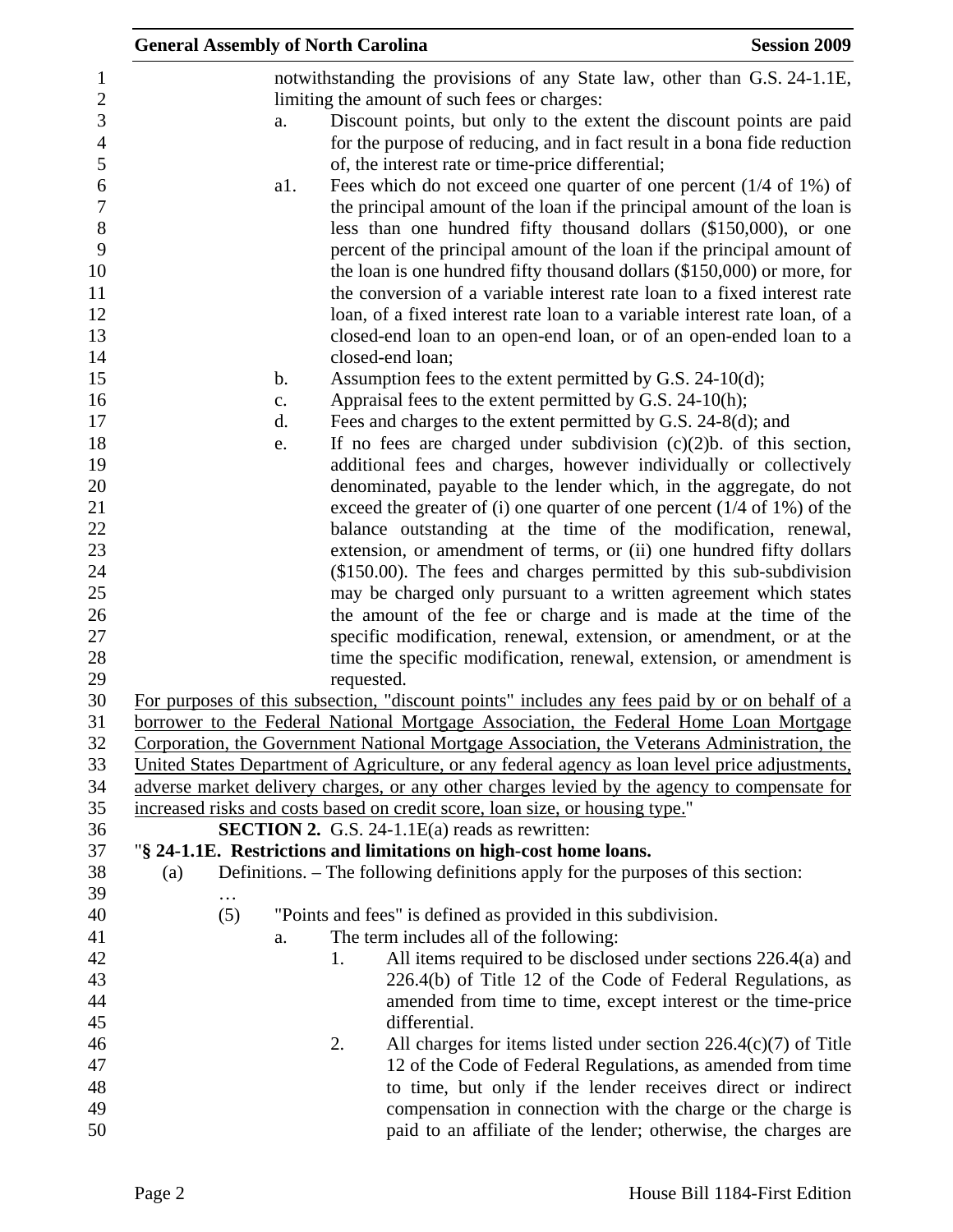notwithstanding the provisions of any State law, other than G.S. 24-1.1E, limiting the amount of such fees or charges:

a. Discount points, but only to the extent the discount points are paid for the purpose of reducing, and in fact result in a bona fide reduction of, the interest rate or time-price differential;

a1. Fees which do not exceed one quarter of one percent (1/4 of 1%) of the principal amount of the loan if the principal amount of the loan is less than one hundred fifty thousand dollars ($150,000), or one percent of the principal amount of the loan if the principal amount of the loan is one hundred fifty thousand dollars ($150,000) or more, for the conversion of a variable interest rate loan to a fixed interest rate loan, of a fixed interest rate loan to a variable interest rate loan, of a closed-end loan to an open-end loan, or of an open-ended loan to a closed-end loan;

b. Assumption fees to the extent permitted by G.S. 24-10(d);

c. Appraisal fees to the extent permitted by G.S. 24-10(h);

d. Fees and charges to the extent permitted by G.S. 24-8(d); and

e. If no fees are charged under subdivision (c)(2)b. of this section, additional fees and charges, however individually or collectively denominated, payable to the lender which, in the aggregate, do not exceed the greater of (i) one quarter of one percent (1/4 of 1%) of the balance outstanding at the time of the modification, renewal, extension, or amendment of terms, or (ii) one hundred fifty dollars ($150.00). The fees and charges permitted by this sub-subdivision may be charged only pursuant to a written agreement which states the amount of the fee or charge and is made at the time of the specific modification, renewal, extension, or amendment, or at the time the specific modification, renewal, extension, or amendment is requested.

For purposes of this subsection, "discount points" includes any fees paid by or on behalf of a borrower to the Federal National Mortgage Association, the Federal Home Loan Mortgage Corporation, the Government National Mortgage Association, the Veterans Administration, the United States Department of Agriculture, or any federal agency as loan level price adjustments, adverse market delivery charges, or any other charges levied by the agency to compensate for increased risks and costs based on credit score, loan size, or housing type."

**SECTION 2.** G.S. 24-1.1E(a) reads as rewritten:

"**§ 24-1.1E. Restrictions and limitations on high-cost home loans.**

(a) Definitions. – The following definitions apply for the purposes of this section:

…

(5) "Points and fees" is defined as provided in this subdivision.

a. The term includes all of the following:

1. All items required to be disclosed under sections 226.4(a) and 226.4(b) of Title 12 of the Code of Federal Regulations, as amended from time to time, except interest or the time-price differential.

2. All charges for items listed under section 226.4(c)(7) of Title 12 of the Code of Federal Regulations, as amended from time to time, but only if the lender receives direct or indirect compensation in connection with the charge or the charge is paid to an affiliate of the lender; otherwise, the charges are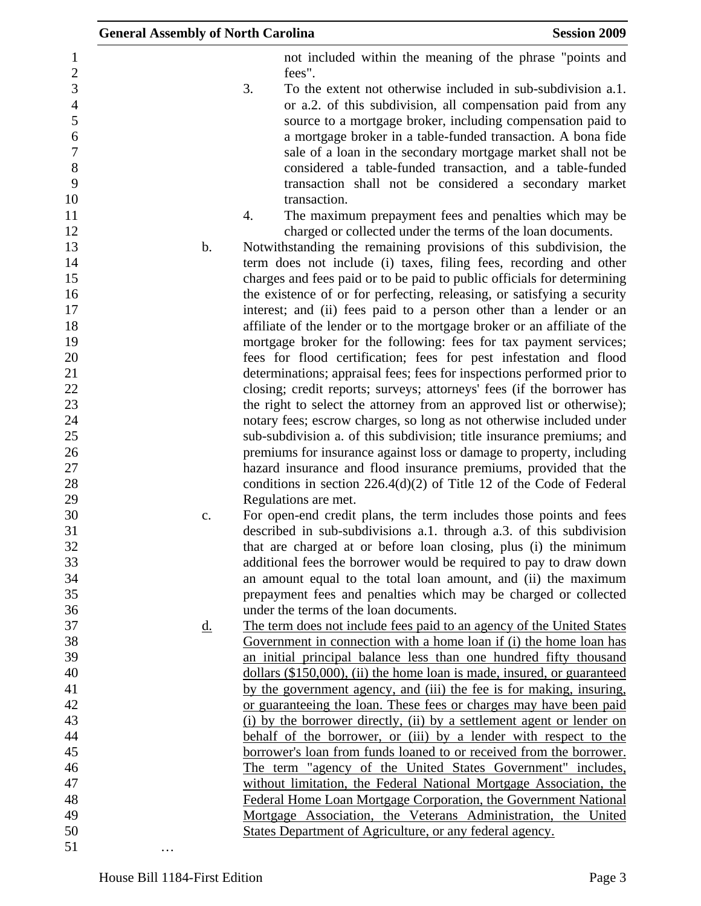not included within the meaning of the phrase "points and fees".

3. To the extent not otherwise included in sub-subdivision a.1. or a.2. of this subdivision, all compensation paid from any source to a mortgage broker, including compensation paid to a mortgage broker in a table-funded transaction. A bona fide sale of a loan in the secondary mortgage market shall not be considered a table-funded transaction, and a table-funded transaction shall not be considered a secondary market transaction.

4. The maximum prepayment fees and penalties which may be charged or collected under the terms of the loan documents.

b. Notwithstanding the remaining provisions of this subdivision, the term does not include (i) taxes, filing fees, recording and other charges and fees paid or to be paid to public officials for determining the existence of or for perfecting, releasing, or satisfying a security interest; and (ii) fees paid to a person other than a lender or an affiliate of the lender or to the mortgage broker or an affiliate of the mortgage broker for the following: fees for tax payment services; fees for flood certification; fees for pest infestation and flood determinations; appraisal fees; fees for inspections performed prior to closing; credit reports; surveys; attorneys' fees (if the borrower has the right to select the attorney from an approved list or otherwise); notary fees; escrow charges, so long as not otherwise included under sub-subdivision a. of this subdivision; title insurance premiums; and premiums for insurance against loss or damage to property, including hazard insurance and flood insurance premiums, provided that the conditions in section 226.4(d)(2) of Title 12 of the Code of Federal Regulations are met.

c. For open-end credit plans, the term includes those points and fees described in sub-subdivisions a.1. through a.3. of this subdivision that are charged at or before loan closing, plus (i) the minimum additional fees the borrower would be required to pay to draw down an amount equal to the total loan amount, and (ii) the maximum prepayment fees and penalties which may be charged or collected under the terms of the loan documents.

<u>d. The term does not include fees paid to an agency of the United States Government in connection with a home loan if (i) the home loan has an initial principal balance less than one hundred fifty thousand dollars ($150,000), (ii) the home loan is made, insured, or guaranteed by the government agency, and (iii) the fee is for making, insuring, or guaranteeing the loan. These fees or charges may have been paid (i) by the borrower directly, (ii) by a settlement agent or lender on behalf of the borrower, or (iii) by a lender with respect to the borrower's loan from funds loaned to or received from the borrower. The term "agency of the United States Government" includes, without limitation, the Federal National Mortgage Association, the Federal Home Loan Mortgage Corporation, the Government National Mortgage Association, the Veterans Administration, the United States Department of Agriculture, or any federal agency.</u>

…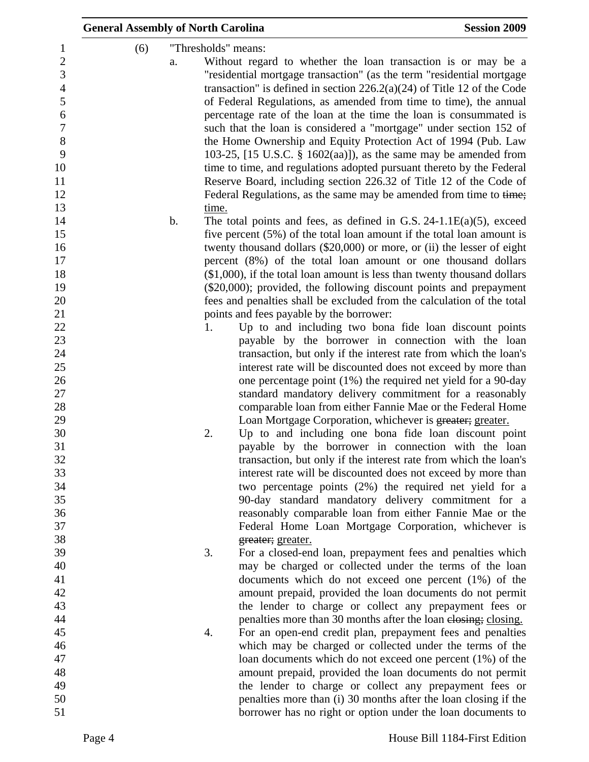(6) "Thresholds" means:

a. Without regard to whether the loan transaction is or may be a "residential mortgage transaction" (as the term "residential mortgage transaction" is defined in section 226.2(a)(24) of Title 12 of the Code of Federal Regulations, as amended from time to time), the annual percentage rate of the loan at the time the loan is consummated is such that the loan is considered a "mortgage" under section 152 of the Home Ownership and Equity Protection Act of 1994 (Pub. Law 103-25, [15 U.S.C. § 1602(aa)]), as the same may be amended from time to time, and regulations adopted pursuant thereto by the Federal Reserve Board, including section 226.32 of Title 12 of the Code of Federal Regulations, as the same may be amended from time to ~~time;~~ time.

b. The total points and fees, as defined in G.S. 24-1.1E(a)(5), exceed five percent (5%) of the total loan amount if the total loan amount is twenty thousand dollars ($20,000) or more, or (ii) the lesser of eight percent (8%) of the total loan amount or one thousand dollars ($1,000), if the total loan amount is less than twenty thousand dollars ($20,000); provided, the following discount points and prepayment fees and penalties shall be excluded from the calculation of the total points and fees payable by the borrower:

   1. Up to and including two bona fide loan discount points payable by the borrower in connection with the loan transaction, but only if the interest rate from which the loan's interest rate will be discounted does not exceed by more than one percentage point (1%) the required net yield for a 90-day standard mandatory delivery commitment for a reasonably comparable loan from either Fannie Mae or the Federal Home Loan Mortgage Corporation, whichever is ~~greater;~~ greater.

   2. Up to and including one bona fide loan discount point payable by the borrower in connection with the loan transaction, but only if the interest rate from which the loan's interest rate will be discounted does not exceed by more than two percentage points (2%) the required net yield for a 90-day standard mandatory delivery commitment for a reasonably comparable loan from either Fannie Mae or the Federal Home Loan Mortgage Corporation, whichever is ~~greater;~~ greater.

   3. For a closed-end loan, prepayment fees and penalties which may be charged or collected under the terms of the loan documents which do not exceed one percent (1%) of the amount prepaid, provided the loan documents do not permit the lender to charge or collect any prepayment fees or penalties more than 30 months after the loan ~~closing;~~ closing.

   4. For an open-end credit plan, prepayment fees and penalties which may be charged or collected under the terms of the loan documents which do not exceed one percent (1%) of the amount prepaid, provided the loan documents do not permit the lender to charge or collect any prepayment fees or penalties more than (i) 30 months after the loan closing if the borrower has no right or option under the loan documents to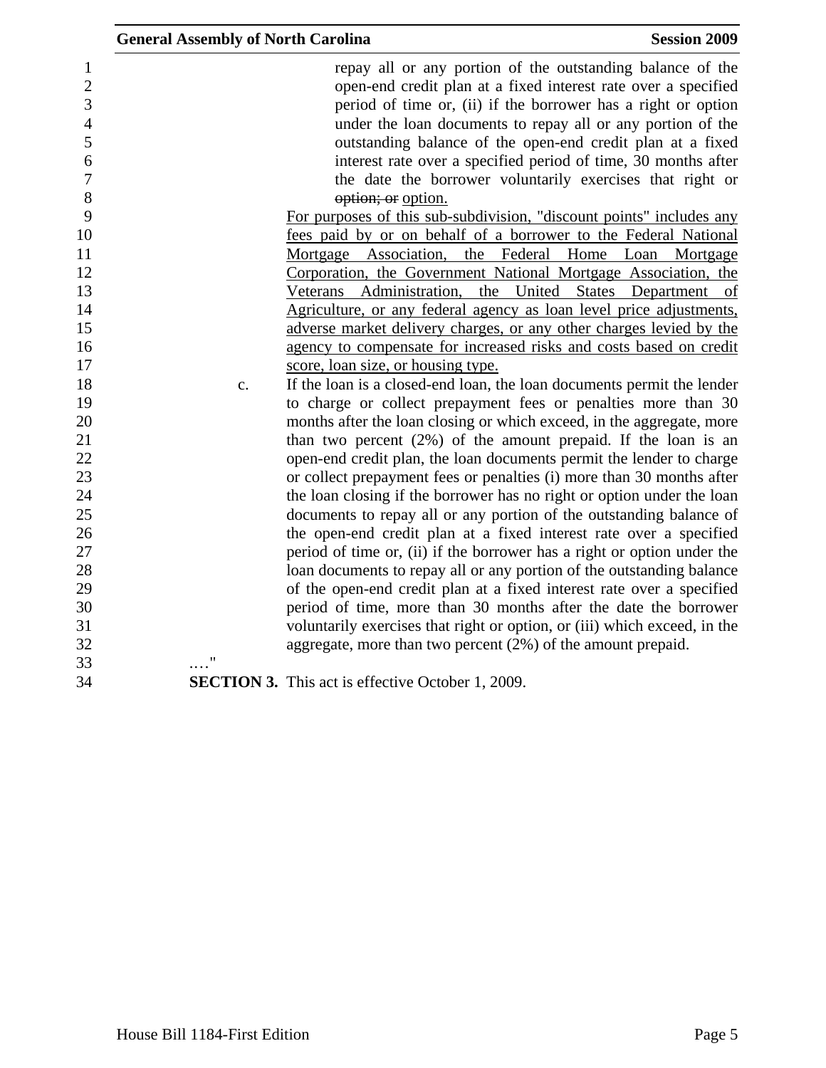repay all or any portion of the outstanding balance of the open-end credit plan at a fixed interest rate over a specified period of time or, (ii) if the borrower has a right or option under the loan documents to repay all or any portion of the outstanding balance of the open-end credit plan at a fixed interest rate over a specified period of time, 30 months after the date the borrower voluntarily exercises that right or ~~option; or~~ option.

For purposes of this sub-subdivision, "discount points" includes any fees paid by or on behalf of a borrower to the Federal National Mortgage Association, the Federal Home Loan Mortgage Corporation, the Government National Mortgage Association, the Veterans Administration, the United States Department of Agriculture, or any federal agency as loan level price adjustments, adverse market delivery charges, or any other charges levied by the agency to compensate for increased risks and costs based on credit score, loan size, or housing type.

c. If the loan is a closed-end loan, the loan documents permit the lender to charge or collect prepayment fees or penalties more than 30 months after the loan closing or which exceed, in the aggregate, more than two percent (2%) of the amount prepaid. If the loan is an open-end credit plan, the loan documents permit the lender to charge or collect prepayment fees or penalties (i) more than 30 months after the loan closing if the borrower has no right or option under the loan documents to repay all or any portion of the outstanding balance of the open-end credit plan at a fixed interest rate over a specified period of time or, (ii) if the borrower has a right or option under the loan documents to repay all or any portion of the outstanding balance of the open-end credit plan at a fixed interest rate over a specified period of time, more than 30 months after the date the borrower voluntarily exercises that right or option, or (iii) which exceed, in the aggregate, more than two percent (2%) of the amount prepaid.

…."

**SECTION 3.** This act is effective October 1, 2009.